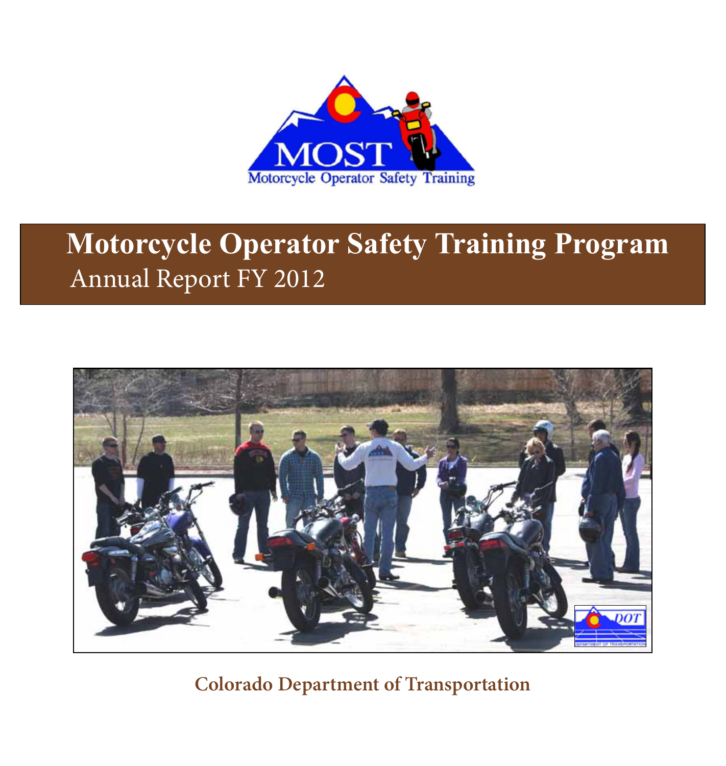MOST

Motorcycle Operator Safety Training

# Motorcycle Operator Safety Training Program

## Annual Report FY 2012

Colorado Department of Transportation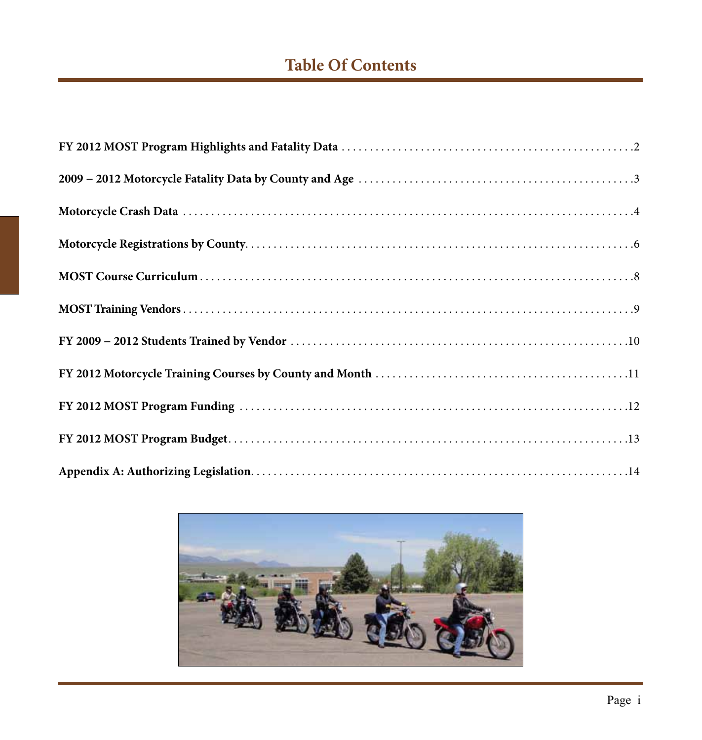# Table Of Contents

FY 2012 MOST Program Highlights and Fatality Data . . . . . . . . . . . . . . . . . . . . 2

2009 – 2012 Motorcycle Fatality Data by County and Age . . . . . . . . . . . . . . . . . . . . 3

Motorcycle Crash Data . . . . . . . . . . . . . . . . . . . . 4

Motorcycle Registrations by County . . . . . . . . . . . . . . . . . . . . 6

MOST Course Curriculum . . . . . . . . . . . . . . . . . . . . 8

MOST Training Vendors . . . . . . . . . . . . . . . . . . . . 9

FY 2009 – 2012 Students Trained by Vendor . . . . . . . . . . . . . . . . . . . . 10

FY 2012 Motorcycle Training Courses by County and Month . . . . . . . . . . . . . . . . . . . . 11

FY 2012 MOST Program Funding . . . . . . . . . . . . . . . . . . . . 12

FY 2012 MOST Program Budget . . . . . . . . . . . . . . . . . . . . 13

Appendix A: Authorizing Legislation . . . . . . . . . . . . . . . . . . . . 14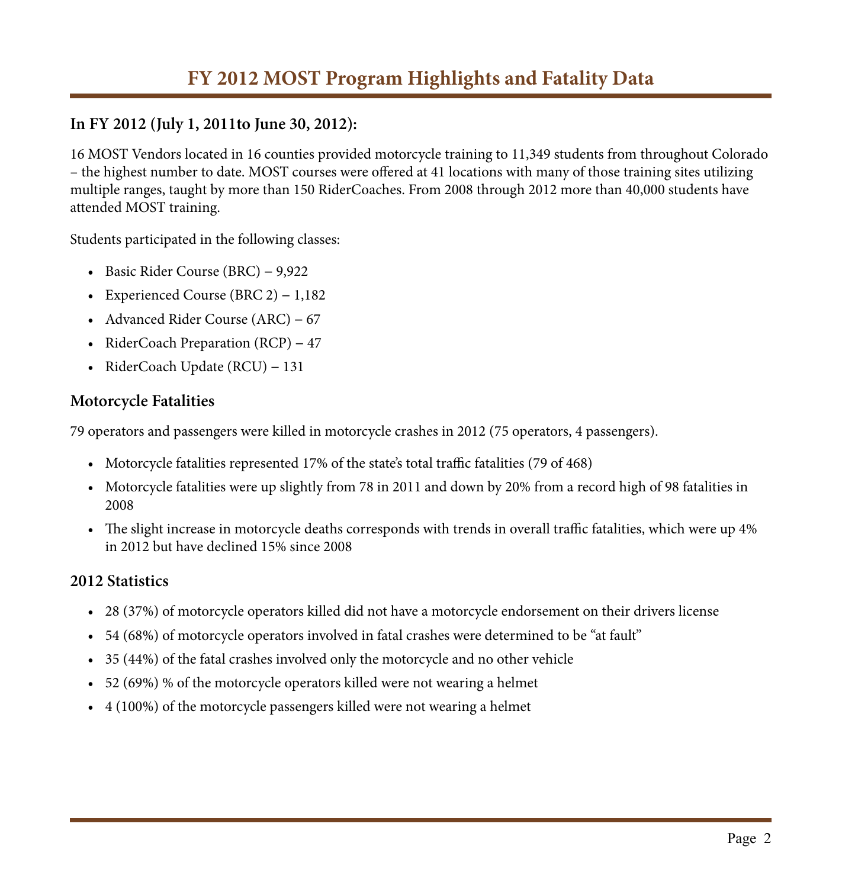# FY 2012 MOST Program Highlights and Fatality Data

### In FY 2012 (July 1, 2011to June 30, 2012):

16 MOST Vendors located in 16 counties provided motorcycle training to 11,349 students from throughout Colorado – the highest number to date. MOST courses were offered at 41 locations with many of those training sites utilizing multiple ranges, taught by more than 150 RiderCoaches. From 2008 through 2012 more than 40,000 students have attended MOST training.

Students participated in the following classes:

- Basic Rider Course (BRC) – 9,922
- Experienced Course (BRC 2) – 1,182
- Advanced Rider Course (ARC) – 67
- RiderCoach Preparation (RCP) – 47
- RiderCoach Update (RCU) – 131

### Motorcycle Fatalities

79 operators and passengers were killed in motorcycle crashes in 2012 (75 operators, 4 passengers).

- Motorcycle fatalities represented 17% of the state's total traffic fatalities (79 of 468)
- Motorcycle fatalities were up slightly from 78 in 2011 and down by 20% from a record high of 98 fatalities in 2008
- The slight increase in motorcycle deaths corresponds with trends in overall traffic fatalities, which were up 4% in 2012 but have declined 15% since 2008

### 2012 Statistics

- 28 (37%) of motorcycle operators killed did not have a motorcycle endorsement on their drivers license
- 54 (68%) of motorcycle operators involved in fatal crashes were determined to be "at fault"
- 35 (44%) of the fatal crashes involved only the motorcycle and no other vehicle
- 52 (69%) % of the motorcycle operators killed were not wearing a helmet
- 4 (100%) of the motorcycle passengers killed were not wearing a helmet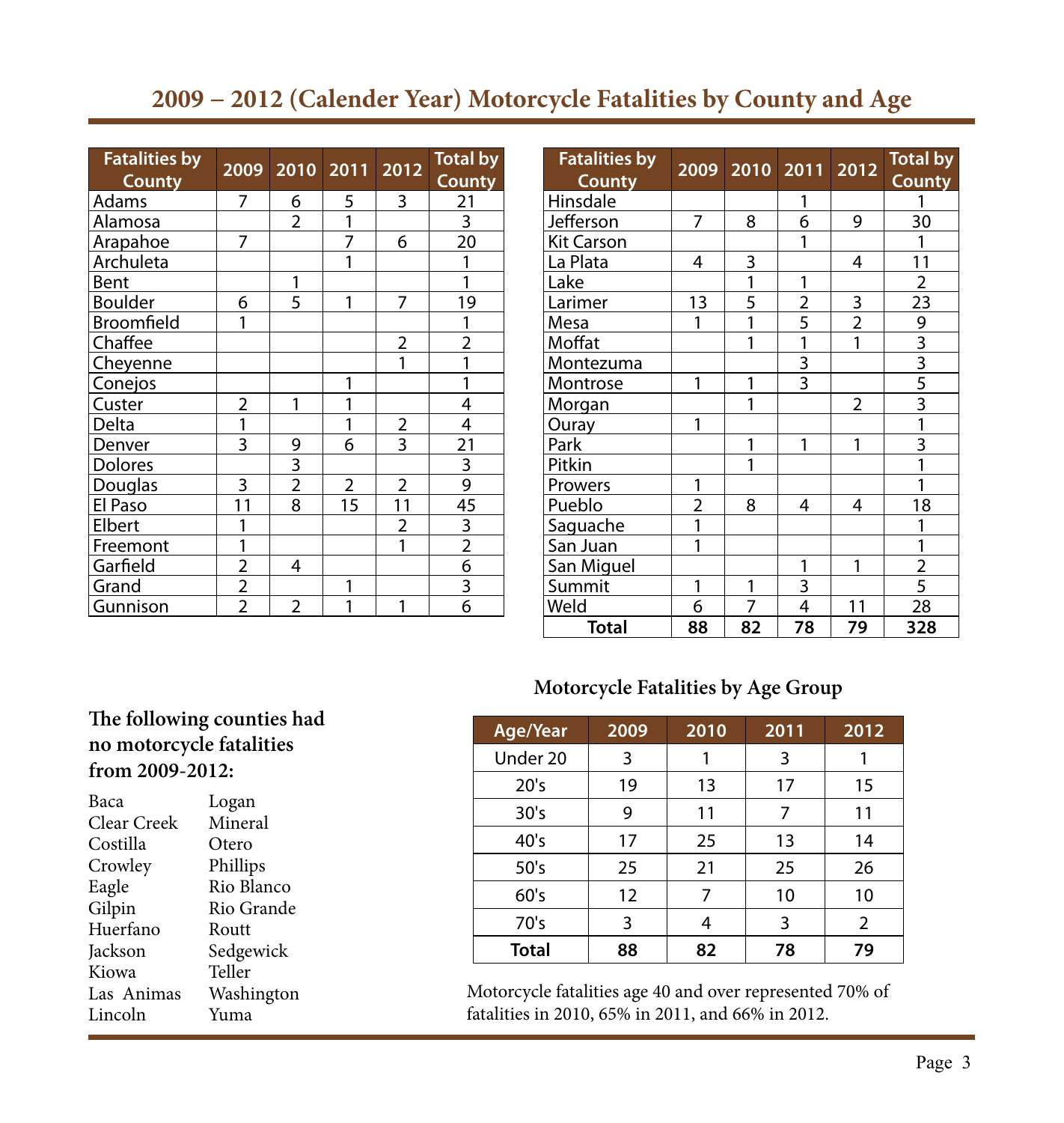# 2009 – 2012 (Calender Year) Motorcycle Fatalities by County and Age

| Fatalities by County | 2009 | 2010 | 2011 | 2012 | Total by County |
|---|---|---|---|---|---|
| Adams | 7 | 6 | 5 | 3 | 21 |
| Alamosa | | 2 | 1 | | 3 |
| Arapahoe | 7 | | 7 | 6 | 20 |
| Archuleta | | | 1 | | 1 |
| Bent | | 1 | | | 1 |
| Boulder | 6 | 5 | 1 | 7 | 19 |
| Broomfield | 1 | | | | 1 |
| Chaffee | | | | 2 | 2 |
| Cheyenne | | | | 1 | 1 |
| Conejos | | | 1 | | 1 |
| Custer | 2 | 1 | 1 | | 4 |
| Delta | 1 | | 1 | 2 | 4 |
| Denver | 3 | 9 | 6 | 3 | 21 |
| Dolores | | 3 | | | 3 |
| Douglas | 3 | 2 | 2 | 2 | 9 |
| El Paso | 11 | 8 | 15 | 11 | 45 |
| Elbert | 1 | | | 2 | 3 |
| Freemont | 1 | | | 1 | 2 |
| Garfield | 2 | 4 | | | 6 |
| Grand | 2 | | 1 | | 3 |
| Gunnison | 2 | 2 | 1 | 1 | 6 |
| Hinsdale | | | 1 | | 1 |
| Jefferson | 7 | 8 | 6 | 9 | 30 |
| Kit Carson | | | 1 | | 1 |
| La Plata | 4 | 3 | | 4 | 11 |
| Lake | | 1 | 1 | | 2 |
| Larimer | 13 | 5 | 2 | 3 | 23 |
| Mesa | 1 | 1 | 5 | 2 | 9 |
| Moffat | | 1 | 1 | 1 | 3 |
| Montezuma | | | 3 | | 3 |
| Montrose | 1 | 1 | 3 | | 5 |
| Morgan | | 1 | | 2 | 3 |
| Ouray | 1 | | | | 1 |
| Park | | 1 | 1 | 1 | 3 |
| Pitkin | | 1 | | | 1 |
| Prowers | 1 | | | | 1 |
| Pueblo | 2 | 8 | 4 | 4 | 18 |
| Saguache | 1 | | | | 1 |
| San Juan | 1 | | | | 1 |
| San Miguel | | | 1 | 1 | 2 |
| Summit | 1 | 1 | 3 | | 5 |
| Weld | 6 | 7 | 4 | 11 | 28 |
| **Total** | **88** | **82** | **78** | **79** | **328** |

### The following counties had no motorcycle fatalities from 2009-2012:

Baca, Clear Creek, Costilla, Crowley, Eagle, Gilpin, Huerfano, Jackson, Kiowa, Las Animas, Lincoln, Logan, Mineral, Otero, Phillips, Rio Blanco, Rio Grande, Routt, Sedgewick, Teller, Washington, Yuma

### Motorcycle Fatalities by Age Group

| Age/Year | 2009 | 2010 | 2011 | 2012 |
|---|---|---|---|---|
| Under 20 | 3 | 1 | 3 | 1 |
| 20's | 19 | 13 | 17 | 15 |
| 30's | 9 | 11 | 7 | 11 |
| 40's | 17 | 25 | 13 | 14 |
| 50's | 25 | 21 | 25 | 26 |
| 60's | 12 | 7 | 10 | 10 |
| 70's | 3 | 4 | 3 | 2 |
| **Total** | **88** | **82** | **78** | **79** |

Motorcycle fatalities age 40 and over represented 70% of fatalities in 2010, 65% in 2011, and 66% in 2012.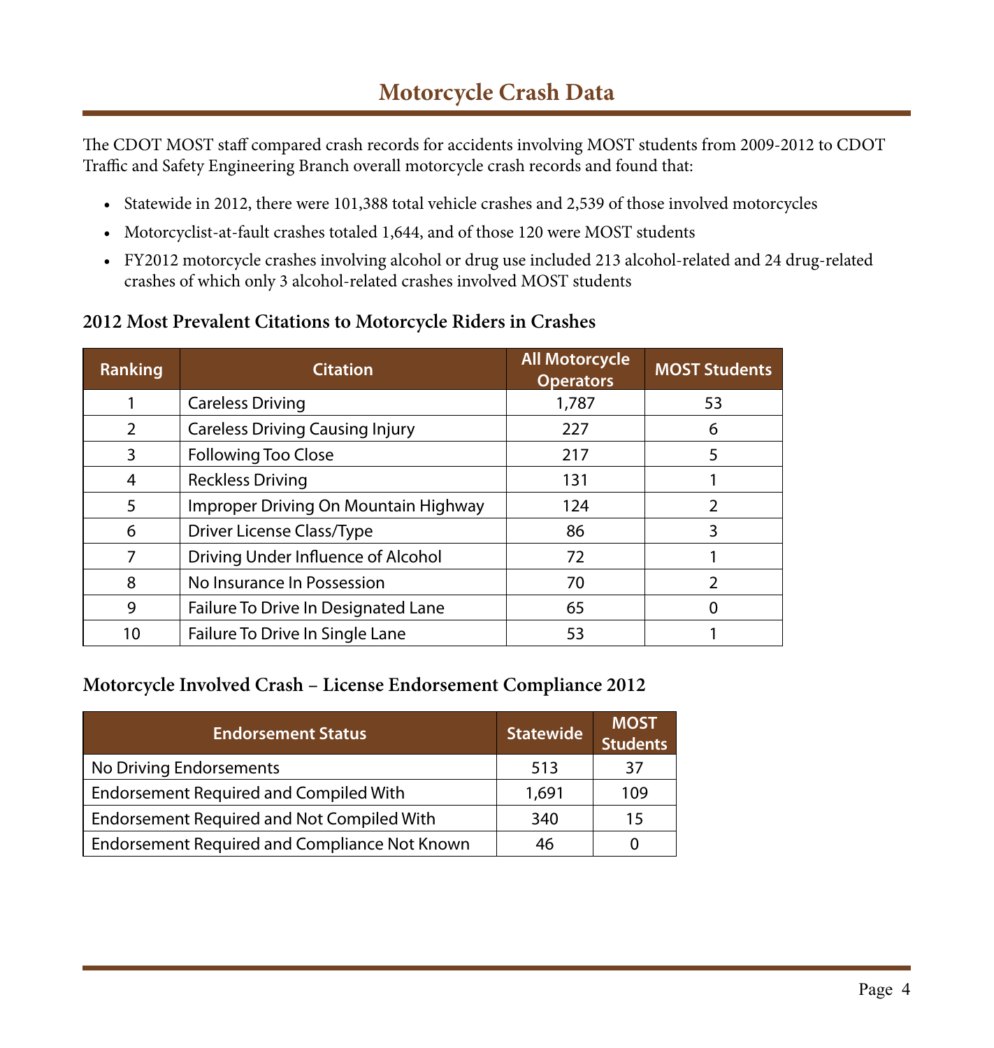# Motorcycle Crash Data

The CDOT MOST staff compared crash records for accidents involving MOST students from 2009-2012 to CDOT Traffic and Safety Engineering Branch overall motorcycle crash records and found that:

- Statewide in 2012, there were 101,388 total vehicle crashes and 2,539 of those involved motorcycles
- Motorcyclist-at-fault crashes totaled 1,644, and of those 120 were MOST students
- FY2012 motorcycle crashes involving alcohol or drug use included 213 alcohol-related and 24 drug-related crashes of which only 3 alcohol-related crashes involved MOST students

### 2012 Most Prevalent Citations to Motorcycle Riders in Crashes

| Ranking | Citation | All Motorcycle Operators | MOST Students |
|---|---|---|---|
| 1 | Careless Driving | 1,787 | 53 |
| 2 | Careless Driving Causing Injury | 227 | 6 |
| 3 | Following Too Close | 217 | 5 |
| 4 | Reckless Driving | 131 | 1 |
| 5 | Improper Driving On Mountain Highway | 124 | 2 |
| 6 | Driver License Class/Type | 86 | 3 |
| 7 | Driving Under Influence of Alcohol | 72 | 1 |
| 8 | No Insurance In Possession | 70 | 2 |
| 9 | Failure To Drive In Designated Lane | 65 | 0 |
| 10 | Failure To Drive In Single Lane | 53 | 1 |

### Motorcycle Involved Crash – License Endorsement Compliance 2012

| Endorsement Status | Statewide | MOST Students |
|---|---|---|
| No Driving Endorsements | 513 | 37 |
| Endorsement Required and Compiled With | 1,691 | 109 |
| Endorsement Required and Not Compiled With | 340 | 15 |
| Endorsement Required and Compliance Not Known | 46 | 0 |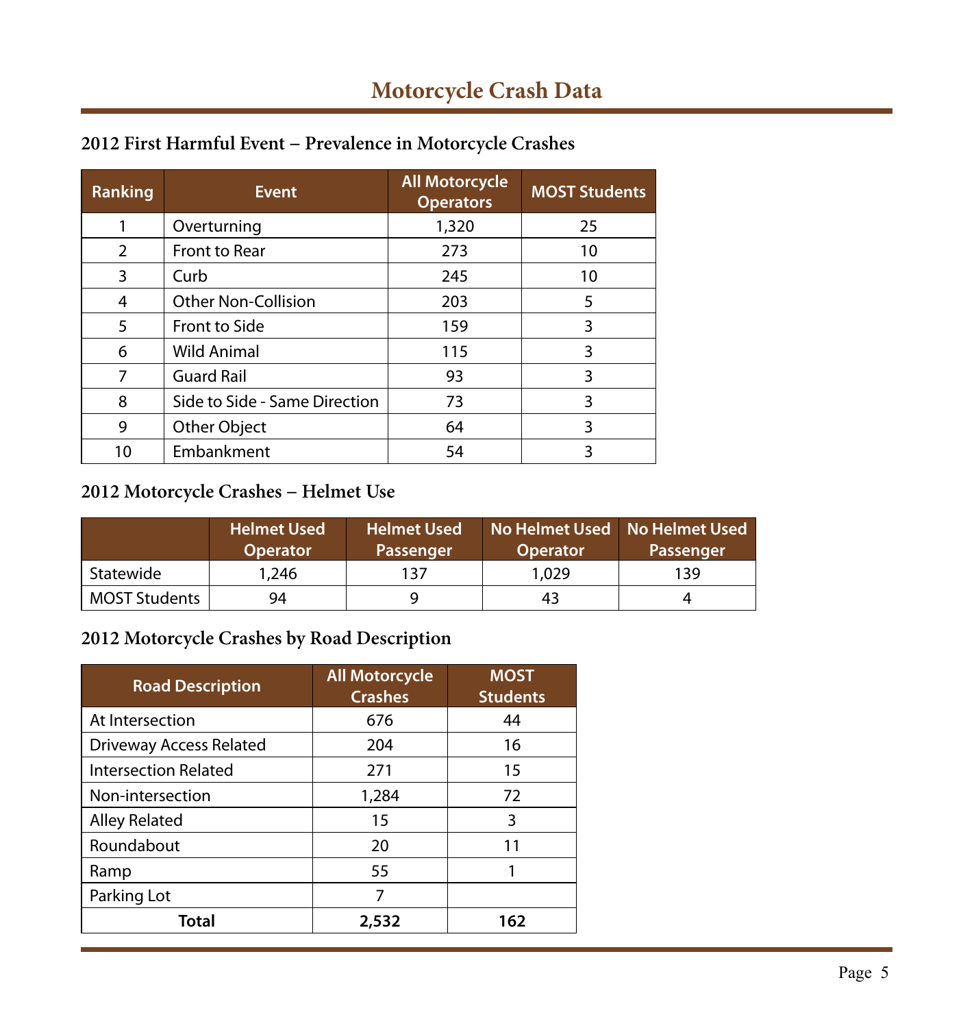# Motorcycle Crash Data

## 2012 First Harmful Event – Prevalence in Motorcycle Crashes

| Ranking | Event | All Motorcycle Operators | MOST Students |
|---|---|---|---|
| 1 | Overturning | 1,320 | 25 |
| 2 | Front to Rear | 273 | 10 |
| 3 | Curb | 245 | 10 |
| 4 | Other Non-Collision | 203 | 5 |
| 5 | Front to Side | 159 | 3 |
| 6 | Wild Animal | 115 | 3 |
| 7 | Guard Rail | 93 | 3 |
| 8 | Side to Side - Same Direction | 73 | 3 |
| 9 | Other Object | 64 | 3 |
| 10 | Embankment | 54 | 3 |

## 2012 Motorcycle Crashes – Helmet Use

| | Helmet Used Operator | Helmet Used Passenger | No Helmet Used Operator | No Helmet Used Passenger |
|---|---|---|---|---|
| Statewide | 1,246 | 137 | 1,029 | 139 |
| MOST Students | 94 | 9 | 43 | 4 |

## 2012 Motorcycle Crashes by Road Description

| Road Description | All Motorcycle Crashes | MOST Students |
|---|---|---|
| At Intersection | 676 | 44 |
| Driveway Access Related | 204 | 16 |
| Intersection Related | 271 | 15 |
| Non-intersection | 1,284 | 72 |
| Alley Related | 15 | 3 |
| Roundabout | 20 | 11 |
| Ramp | 55 | 1 |
| Parking Lot | 7 | |
| **Total** | **2,532** | **162** |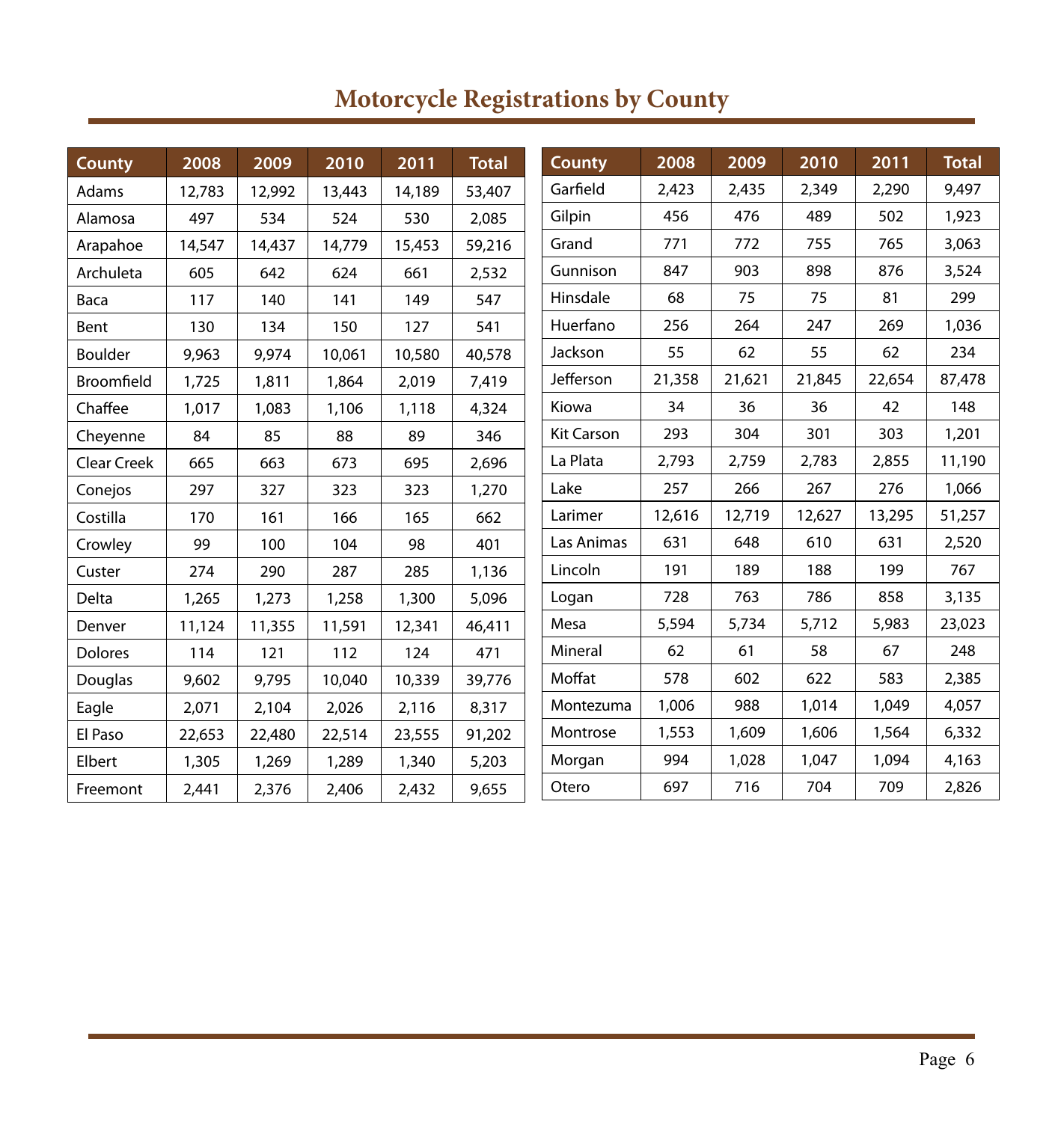# Motorcycle Registrations by County

| County | 2008 | 2009 | 2010 | 2011 | Total |
|---|---|---|---|---|---|
| Adams | 12,783 | 12,992 | 13,443 | 14,189 | 53,407 |
| Alamosa | 497 | 534 | 524 | 530 | 2,085 |
| Arapahoe | 14,547 | 14,437 | 14,779 | 15,453 | 59,216 |
| Archuleta | 605 | 642 | 624 | 661 | 2,532 |
| Baca | 117 | 140 | 141 | 149 | 547 |
| Bent | 130 | 134 | 150 | 127 | 541 |
| Boulder | 9,963 | 9,974 | 10,061 | 10,580 | 40,578 |
| Broomfield | 1,725 | 1,811 | 1,864 | 2,019 | 7,419 |
| Chaffee | 1,017 | 1,083 | 1,106 | 1,118 | 4,324 |
| Cheyenne | 84 | 85 | 88 | 89 | 346 |
| Clear Creek | 665 | 663 | 673 | 695 | 2,696 |
| Conejos | 297 | 327 | 323 | 323 | 1,270 |
| Costilla | 170 | 161 | 166 | 165 | 662 |
| Crowley | 99 | 100 | 104 | 98 | 401 |
| Custer | 274 | 290 | 287 | 285 | 1,136 |
| Delta | 1,265 | 1,273 | 1,258 | 1,300 | 5,096 |
| Denver | 11,124 | 11,355 | 11,591 | 12,341 | 46,411 |
| Dolores | 114 | 121 | 112 | 124 | 471 |
| Douglas | 9,602 | 9,795 | 10,040 | 10,339 | 39,776 |
| Eagle | 2,071 | 2,104 | 2,026 | 2,116 | 8,317 |
| El Paso | 22,653 | 22,480 | 22,514 | 23,555 | 91,202 |
| Elbert | 1,305 | 1,269 | 1,289 | 1,340 | 5,203 |
| Freemont | 2,441 | 2,376 | 2,406 | 2,432 | 9,655 |
| Garfield | 2,423 | 2,435 | 2,349 | 2,290 | 9,497 |
| Gilpin | 456 | 476 | 489 | 502 | 1,923 |
| Grand | 771 | 772 | 755 | 765 | 3,063 |
| Gunnison | 847 | 903 | 898 | 876 | 3,524 |
| Hinsdale | 68 | 75 | 75 | 81 | 299 |
| Huerfano | 256 | 264 | 247 | 269 | 1,036 |
| Jackson | 55 | 62 | 55 | 62 | 234 |
| Jefferson | 21,358 | 21,621 | 21,845 | 22,654 | 87,478 |
| Kiowa | 34 | 36 | 36 | 42 | 148 |
| Kit Carson | 293 | 304 | 301 | 303 | 1,201 |
| La Plata | 2,793 | 2,759 | 2,783 | 2,855 | 11,190 |
| Lake | 257 | 266 | 267 | 276 | 1,066 |
| Larimer | 12,616 | 12,719 | 12,627 | 13,295 | 51,257 |
| Las Animas | 631 | 648 | 610 | 631 | 2,520 |
| Lincoln | 191 | 189 | 188 | 199 | 767 |
| Logan | 728 | 763 | 786 | 858 | 3,135 |
| Mesa | 5,594 | 5,734 | 5,712 | 5,983 | 23,023 |
| Mineral | 62 | 61 | 58 | 67 | 248 |
| Moffat | 578 | 602 | 622 | 583 | 2,385 |
| Montezuma | 1,006 | 988 | 1,014 | 1,049 | 4,057 |
| Montrose | 1,553 | 1,609 | 1,606 | 1,564 | 6,332 |
| Morgan | 994 | 1,028 | 1,047 | 1,094 | 4,163 |
| Otero | 697 | 716 | 704 | 709 | 2,826 |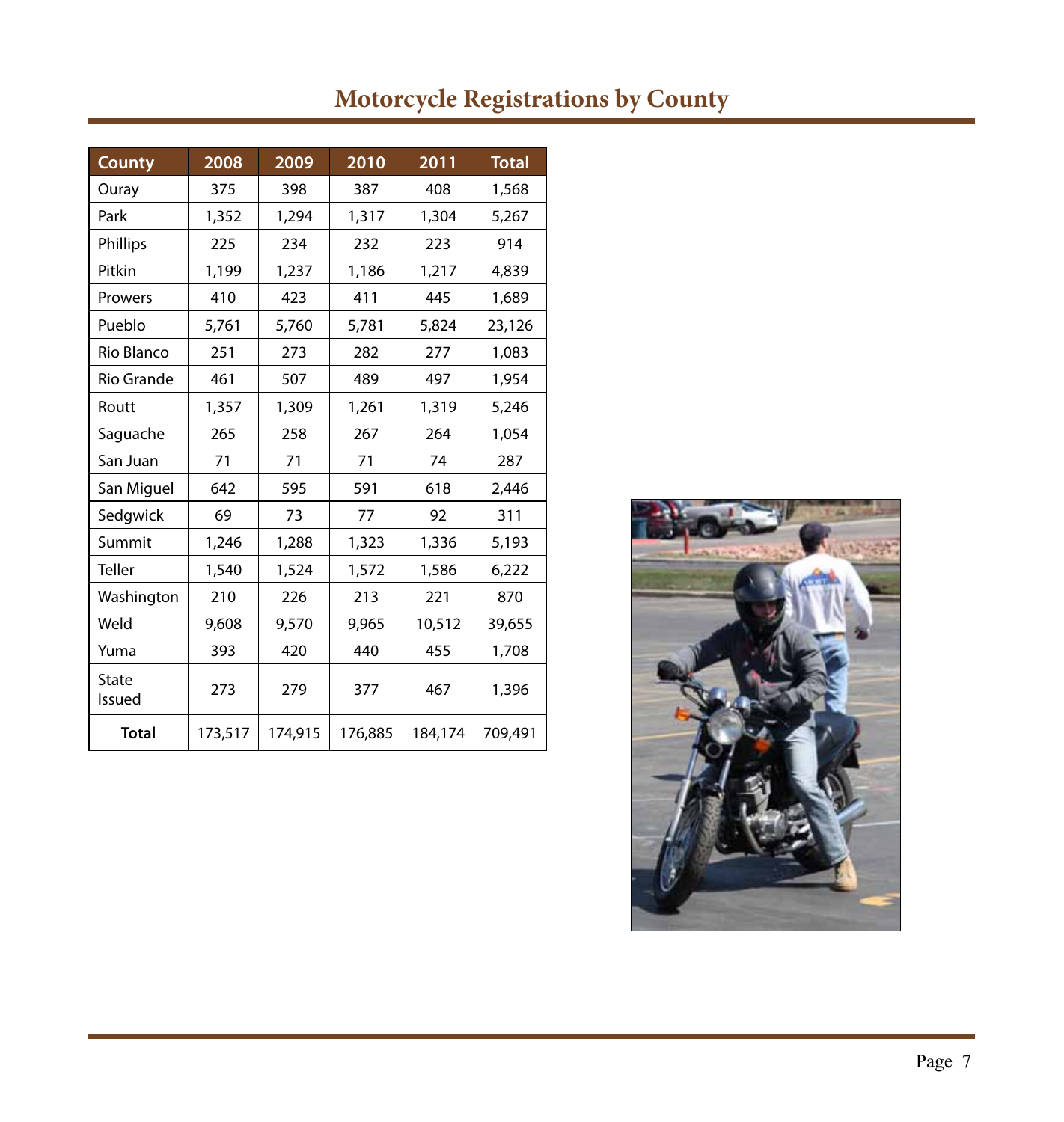# Motorcycle Registrations by County

| County | 2008 | 2009 | 2010 | 2011 | Total |
|---|---|---|---|---|---|
| Ouray | 375 | 398 | 387 | 408 | 1,568 |
| Park | 1,352 | 1,294 | 1,317 | 1,304 | 5,267 |
| Phillips | 225 | 234 | 232 | 223 | 914 |
| Pitkin | 1,199 | 1,237 | 1,186 | 1,217 | 4,839 |
| Prowers | 410 | 423 | 411 | 445 | 1,689 |
| Pueblo | 5,761 | 5,760 | 5,781 | 5,824 | 23,126 |
| Rio Blanco | 251 | 273 | 282 | 277 | 1,083 |
| Rio Grande | 461 | 507 | 489 | 497 | 1,954 |
| Routt | 1,357 | 1,309 | 1,261 | 1,319 | 5,246 |
| Saguache | 265 | 258 | 267 | 264 | 1,054 |
| San Juan | 71 | 71 | 71 | 74 | 287 |
| San Miguel | 642 | 595 | 591 | 618 | 2,446 |
| Sedgwick | 69 | 73 | 77 | 92 | 311 |
| Summit | 1,246 | 1,288 | 1,323 | 1,336 | 5,193 |
| Teller | 1,540 | 1,524 | 1,572 | 1,586 | 6,222 |
| Washington | 210 | 226 | 213 | 221 | 870 |
| Weld | 9,608 | 9,570 | 9,965 | 10,512 | 39,655 |
| Yuma | 393 | 420 | 440 | 455 | 1,708 |
| State Issued | 273 | 279 | 377 | 467 | 1,396 |
| **Total** | 173,517 | 174,915 | 176,885 | 184,174 | 709,491 |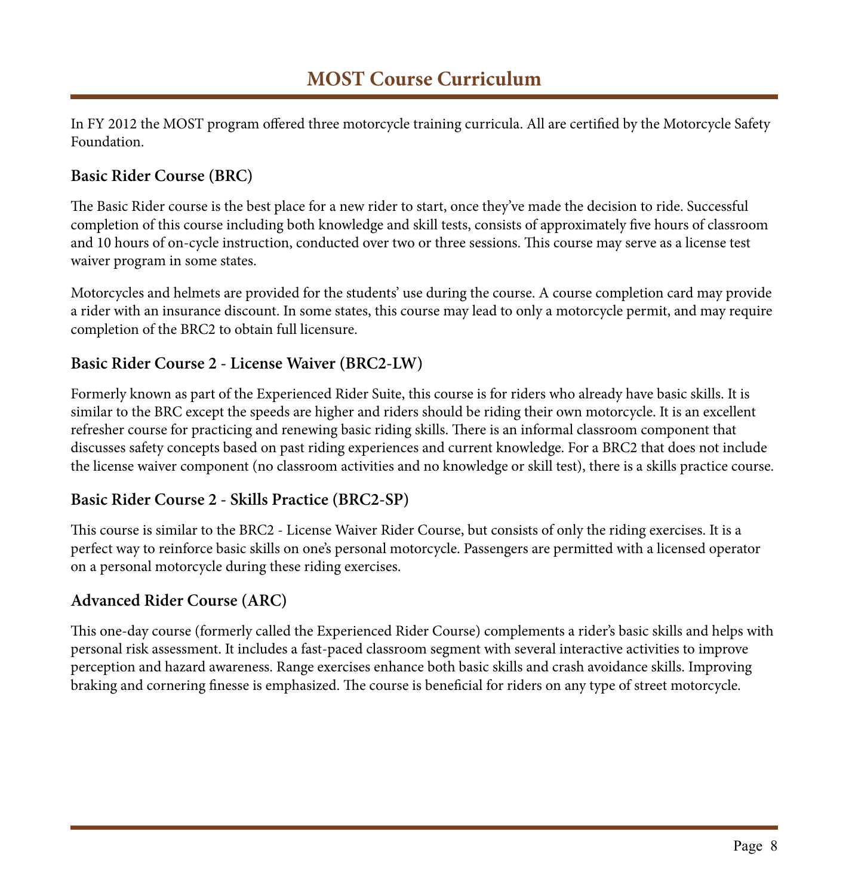# MOST Course Curriculum

In FY 2012 the MOST program offered three motorcycle training curricula. All are certified by the Motorcycle Safety Foundation.

### Basic Rider Course (BRC)

The Basic Rider course is the best place for a new rider to start, once they've made the decision to ride. Successful completion of this course including both knowledge and skill tests, consists of approximately five hours of classroom and 10 hours of on-cycle instruction, conducted over two or three sessions. This course may serve as a license test waiver program in some states.

Motorcycles and helmets are provided for the students' use during the course. A course completion card may provide a rider with an insurance discount. In some states, this course may lead to only a motorcycle permit, and may require completion of the BRC2 to obtain full licensure.

### Basic Rider Course 2 - License Waiver (BRC2-LW)

Formerly known as part of the Experienced Rider Suite, this course is for riders who already have basic skills. It is similar to the BRC except the speeds are higher and riders should be riding their own motorcycle. It is an excellent refresher course for practicing and renewing basic riding skills. There is an informal classroom component that discusses safety concepts based on past riding experiences and current knowledge. For a BRC2 that does not include the license waiver component (no classroom activities and no knowledge or skill test), there is a skills practice course.

### Basic Rider Course 2 - Skills Practice (BRC2-SP)

This course is similar to the BRC2 - License Waiver Rider Course, but consists of only the riding exercises. It is a perfect way to reinforce basic skills on one's personal motorcycle. Passengers are permitted with a licensed operator on a personal motorcycle during these riding exercises.

### Advanced Rider Course (ARC)

This one-day course (formerly called the Experienced Rider Course) complements a rider's basic skills and helps with personal risk assessment. It includes a fast-paced classroom segment with several interactive activities to improve perception and hazard awareness. Range exercises enhance both basic skills and crash avoidance skills. Improving braking and cornering finesse is emphasized. The course is beneficial for riders on any type of street motorcycle.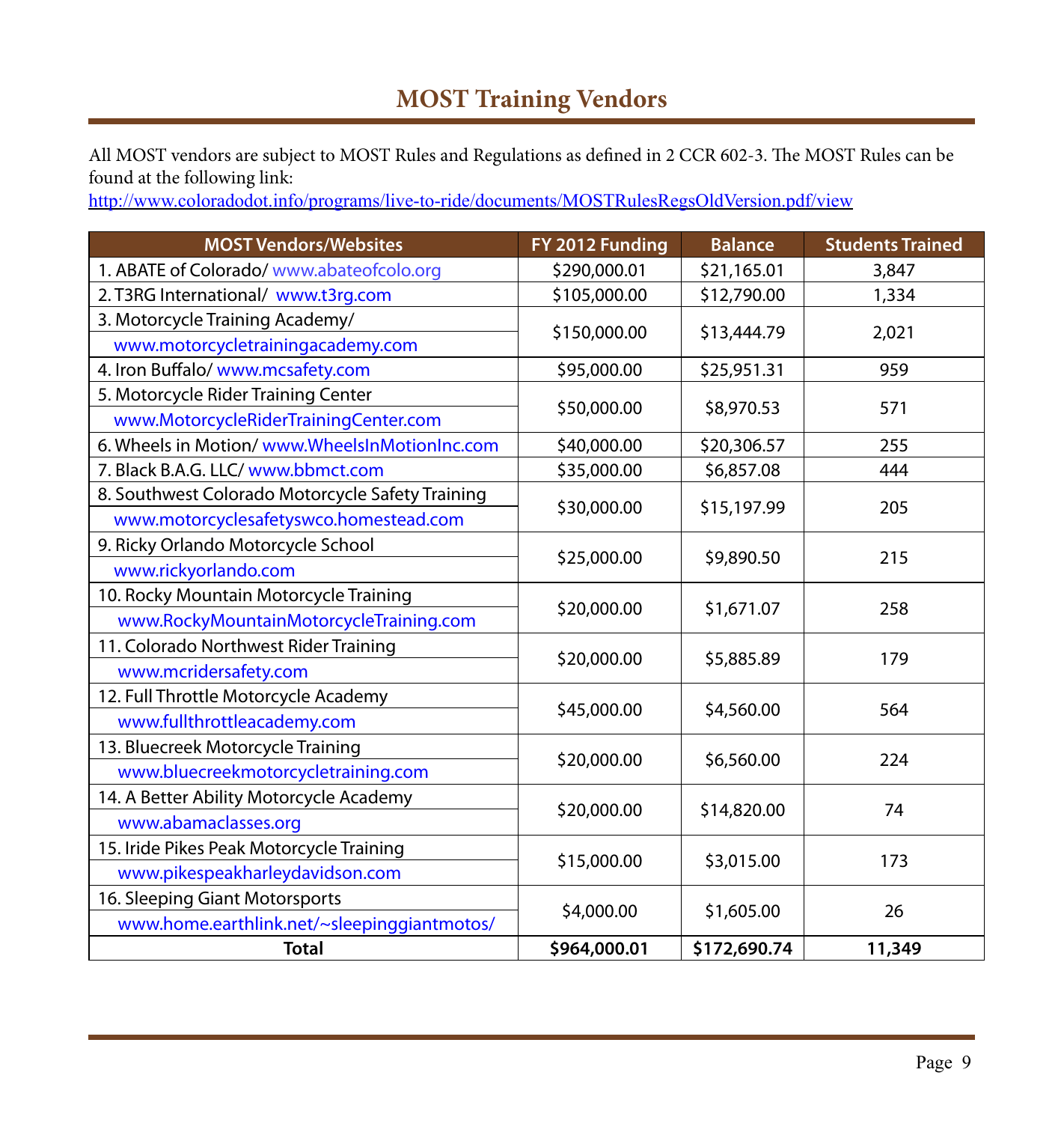# MOST Training Vendors

All MOST vendors are subject to MOST Rules and Regulations as defined in 2 CCR 602-3. The MOST Rules can be found at the following link:
http://www.coloradodot.info/programs/live-to-ride/documents/MOSTRulesRegsOldVersion.pdf/view

| MOST Vendors/Websites | FY 2012 Funding | Balance | Students Trained |
|---|---|---|---|
| 1. ABATE of Colorado/ www.abateofcolo.org | $290,000.01 | $21,165.01 | 3,847 |
| 2. T3RG International/ www.t3rg.com | $105,000.00 | $12,790.00 | 1,334 |
| 3. Motorcycle Training Academy/ www.motorcycletrainingacademy.com | $150,000.00 | $13,444.79 | 2,021 |
| 4. Iron Buffalo/ www.mcsafety.com | $95,000.00 | $25,951.31 | 959 |
| 5. Motorcycle Rider Training Center www.MotorcycleRiderTrainingCenter.com | $50,000.00 | $8,970.53 | 571 |
| 6. Wheels in Motion/ www.WheelsInMotionInc.com | $40,000.00 | $20,306.57 | 255 |
| 7. Black B.A.G. LLC/ www.bbmct.com | $35,000.00 | $6,857.08 | 444 |
| 8. Southwest Colorado Motorcycle Safety Training www.motorcyclesafetyswco.homestead.com | $30,000.00 | $15,197.99 | 205 |
| 9. Ricky Orlando Motorcycle School www.rickyorlando.com | $25,000.00 | $9,890.50 | 215 |
| 10. Rocky Mountain Motorcycle Training www.RockyMountainMotorcycleTraining.com | $20,000.00 | $1,671.07 | 258 |
| 11. Colorado Northwest Rider Training www.mcridersafety.com | $20,000.00 | $5,885.89 | 179 |
| 12. Full Throttle Motorcycle Academy www.fullthrottleacademy.com | $45,000.00 | $4,560.00 | 564 |
| 13. Bluecreek Motorcycle Training www.bluecreekmotorcycletraining.com | $20,000.00 | $6,560.00 | 224 |
| 14. A Better Ability Motorcycle Academy www.abamaclasses.org | $20,000.00 | $14,820.00 | 74 |
| 15. Iride Pikes Peak Motorcycle Training www.pikespeakharleydavidson.com | $15,000.00 | $3,015.00 | 173 |
| 16. Sleeping Giant Motorsports www.home.earthlink.net/~sleepinggiantmotos/ | $4,000.00 | $1,605.00 | 26 |
| **Total** | **$964,000.01** | **$172,690.74** | **11,349** |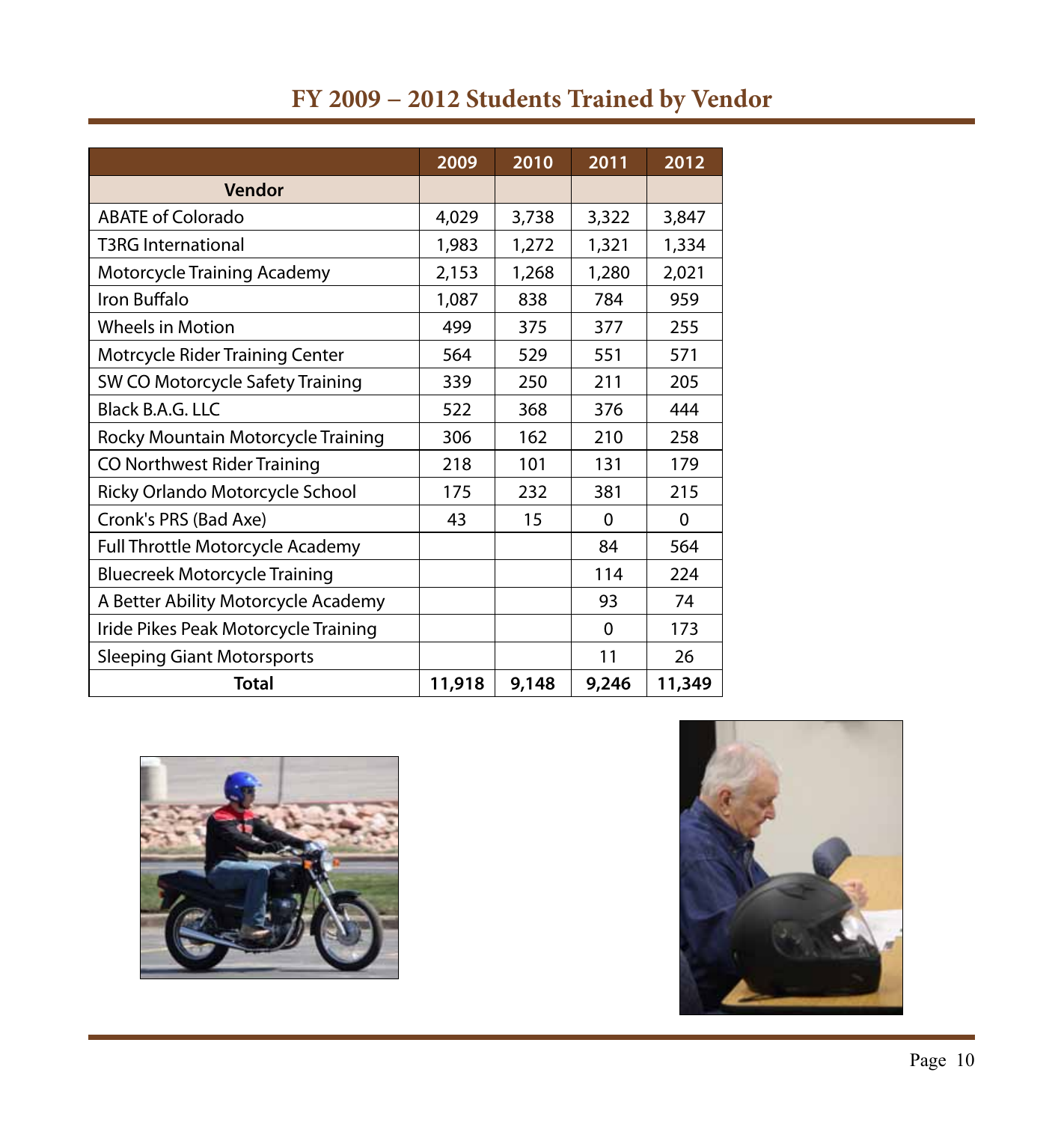# FY 2009 – 2012 Students Trained by Vendor

| | 2009 | 2010 | 2011 | 2012 |
|---|---|---|---|---|
| **Vendor** | | | | |
| ABATE of Colorado | 4,029 | 3,738 | 3,322 | 3,847 |
| T3RG International | 1,983 | 1,272 | 1,321 | 1,334 |
| Motorcycle Training Academy | 2,153 | 1,268 | 1,280 | 2,021 |
| Iron Buffalo | 1,087 | 838 | 784 | 959 |
| Wheels in Motion | 499 | 375 | 377 | 255 |
| Motrcycle Rider Training Center | 564 | 529 | 551 | 571 |
| SW CO Motorcycle Safety Training | 339 | 250 | 211 | 205 |
| Black B.A.G. LLC | 522 | 368 | 376 | 444 |
| Rocky Mountain Motorcycle Training | 306 | 162 | 210 | 258 |
| CO Northwest Rider Training | 218 | 101 | 131 | 179 |
| Ricky Orlando Motorcycle School | 175 | 232 | 381 | 215 |
| Cronk's PRS (Bad Axe) | 43 | 15 | 0 | 0 |
| Full Throttle Motorcycle Academy | | | 84 | 564 |
| Bluecreek Motorcycle Training | | | 114 | 224 |
| A Better Ability Motorcycle Academy | | | 93 | 74 |
| Iride Pikes Peak Motorcycle Training | | | 0 | 173 |
| Sleeping Giant Motorsports | | | 11 | 26 |
| **Total** | **11,918** | **9,148** | **9,246** | **11,349** |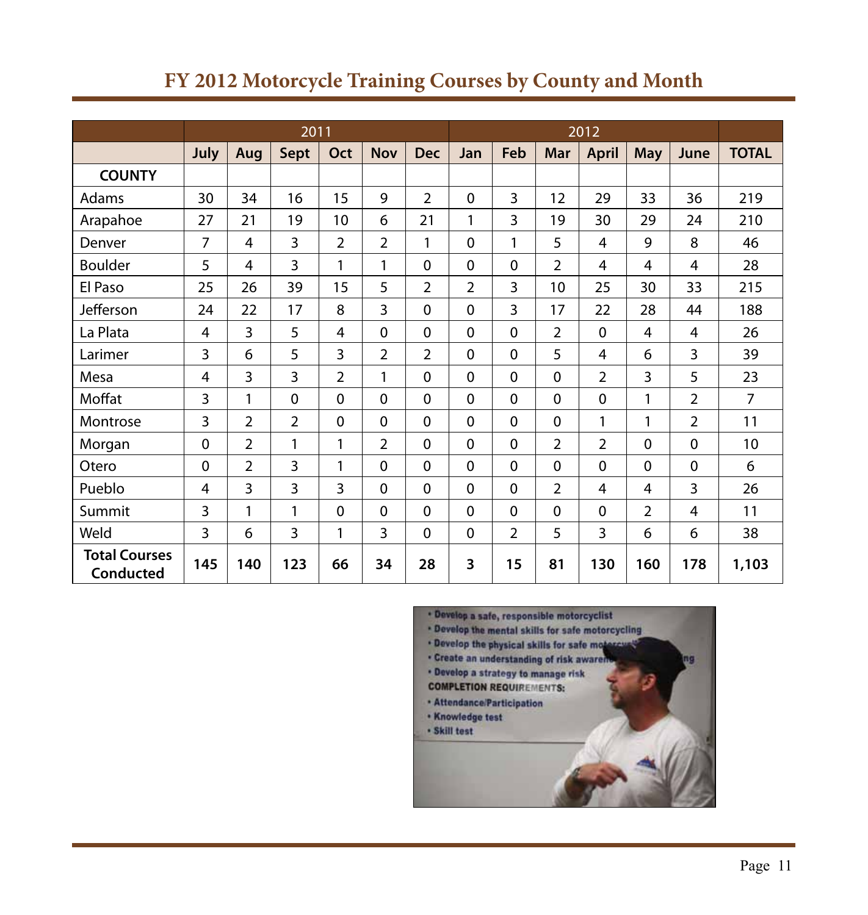# FY 2012 Motorcycle Training Courses by County and Month

| | 2011 | | | | | | 2012 | | | | | | |
|---|---|---|---|---|---|---|---|---|---|---|---|---|---|
| | July | Aug | Sept | Oct | Nov | Dec | Jan | Feb | Mar | April | May | June | TOTAL |
| **COUNTY** | | | | | | | | | | | | | |
| Adams | 30 | 34 | 16 | 15 | 9 | 2 | 0 | 3 | 12 | 29 | 33 | 36 | 219 |
| Arapahoe | 27 | 21 | 19 | 10 | 6 | 21 | 1 | 3 | 19 | 30 | 29 | 24 | 210 |
| Denver | 7 | 4 | 3 | 2 | 2 | 1 | 0 | 1 | 5 | 4 | 9 | 8 | 46 |
| Boulder | 5 | 4 | 3 | 1 | 1 | 0 | 0 | 0 | 2 | 4 | 4 | 4 | 28 |
| El Paso | 25 | 26 | 39 | 15 | 5 | 2 | 2 | 3 | 10 | 25 | 30 | 33 | 215 |
| Jefferson | 24 | 22 | 17 | 8 | 3 | 0 | 0 | 3 | 17 | 22 | 28 | 44 | 188 |
| La Plata | 4 | 3 | 5 | 4 | 0 | 0 | 0 | 0 | 2 | 0 | 4 | 4 | 26 |
| Larimer | 3 | 6 | 5 | 3 | 2 | 2 | 0 | 0 | 5 | 4 | 6 | 3 | 39 |
| Mesa | 4 | 3 | 3 | 2 | 1 | 0 | 0 | 0 | 0 | 2 | 3 | 5 | 23 |
| Moffat | 3 | 1 | 0 | 0 | 0 | 0 | 0 | 0 | 0 | 0 | 1 | 2 | 7 |
| Montrose | 3 | 2 | 2 | 0 | 0 | 0 | 0 | 0 | 0 | 1 | 1 | 2 | 11 |
| Morgan | 0 | 2 | 1 | 1 | 2 | 0 | 0 | 0 | 2 | 2 | 0 | 0 | 10 |
| Otero | 0 | 2 | 3 | 1 | 0 | 0 | 0 | 0 | 0 | 0 | 0 | 0 | 6 |
| Pueblo | 4 | 3 | 3 | 3 | 0 | 0 | 0 | 0 | 2 | 4 | 4 | 3 | 26 |
| Summit | 3 | 1 | 1 | 0 | 0 | 0 | 0 | 0 | 0 | 0 | 2 | 4 | 11 |
| Weld | 3 | 6 | 3 | 1 | 3 | 0 | 0 | 2 | 5 | 3 | 6 | 6 | 38 |
| **Total Courses Conducted** | **145** | **140** | **123** | **66** | **34** | **28** | **3** | **15** | **81** | **130** | **160** | **178** | **1,103** |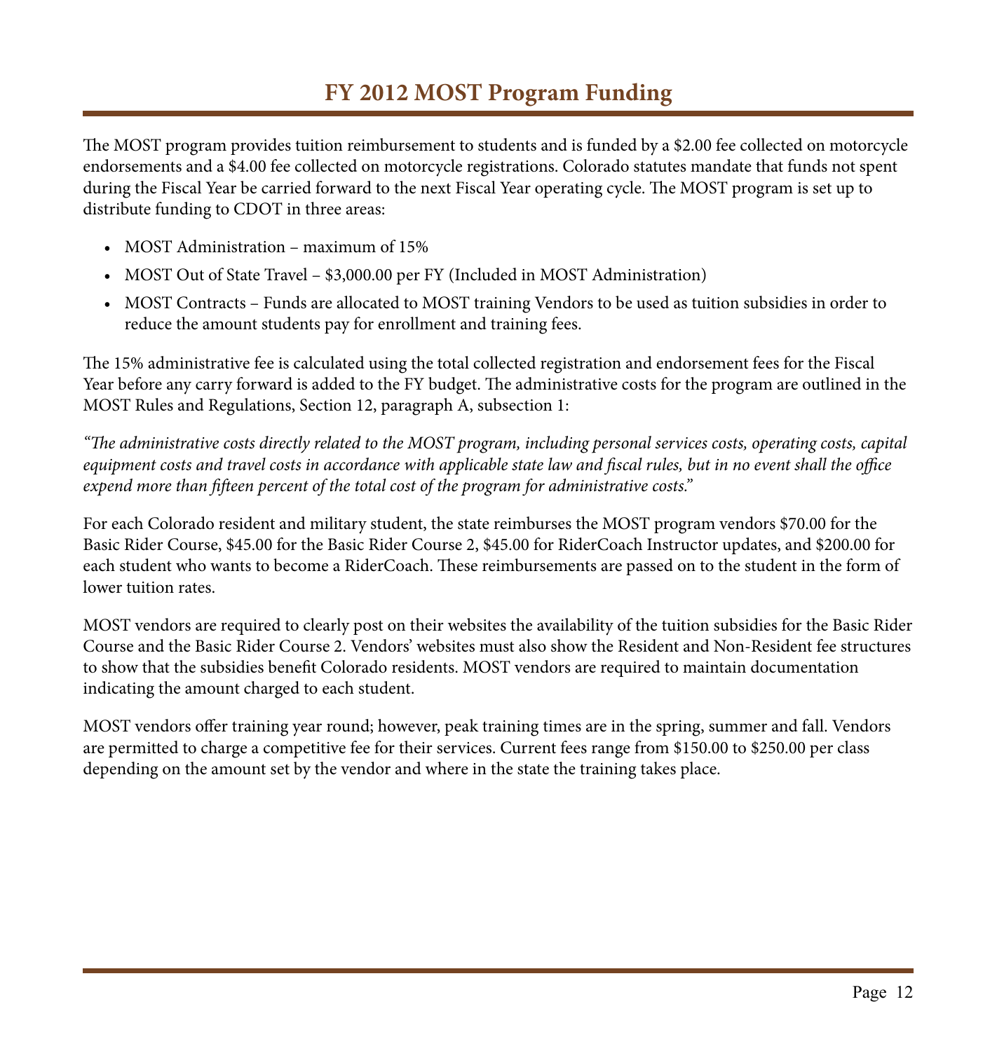# FY 2012 MOST Program Funding

The MOST program provides tuition reimbursement to students and is funded by a $2.00 fee collected on motorcycle endorsements and a $4.00 fee collected on motorcycle registrations. Colorado statutes mandate that funds not spent during the Fiscal Year be carried forward to the next Fiscal Year operating cycle. The MOST program is set up to distribute funding to CDOT in three areas:

- MOST Administration – maximum of 15%
- MOST Out of State Travel – $3,000.00 per FY (Included in MOST Administration)
- MOST Contracts – Funds are allocated to MOST training Vendors to be used as tuition subsidies in order to reduce the amount students pay for enrollment and training fees.

The 15% administrative fee is calculated using the total collected registration and endorsement fees for the Fiscal Year before any carry forward is added to the FY budget. The administrative costs for the program are outlined in the MOST Rules and Regulations, Section 12, paragraph A, subsection 1:

*"The administrative costs directly related to the MOST program, including personal services costs, operating costs, capital equipment costs and travel costs in accordance with applicable state law and fiscal rules, but in no event shall the office expend more than fifteen percent of the total cost of the program for administrative costs."*

For each Colorado resident and military student, the state reimburses the MOST program vendors $70.00 for the Basic Rider Course, $45.00 for the Basic Rider Course 2, $45.00 for RiderCoach Instructor updates, and $200.00 for each student who wants to become a RiderCoach. These reimbursements are passed on to the student in the form of lower tuition rates.

MOST vendors are required to clearly post on their websites the availability of the tuition subsidies for the Basic Rider Course and the Basic Rider Course 2. Vendors' websites must also show the Resident and Non-Resident fee structures to show that the subsidies benefit Colorado residents. MOST vendors are required to maintain documentation indicating the amount charged to each student.

MOST vendors offer training year round; however, peak training times are in the spring, summer and fall. Vendors are permitted to charge a competitive fee for their services. Current fees range from $150.00 to $250.00 per class depending on the amount set by the vendor and where in the state the training takes place.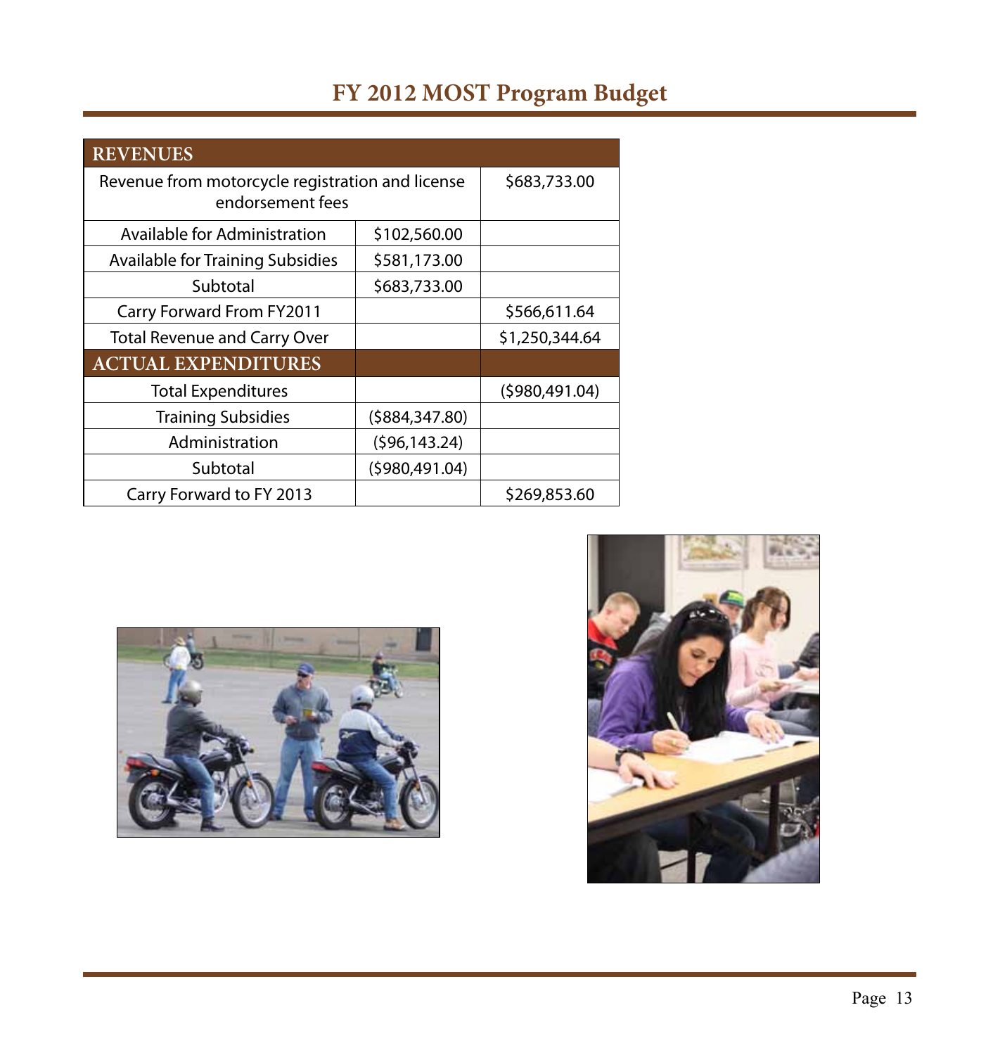# FY 2012 MOST Program Budget

| REVENUES | | |
|---|---|---|
| Revenue from motorcycle registration and license endorsement fees | | $683,733.00 |
| Available for Administration | $102,560.00 | |
| Available for Training Subsidies | $581,173.00 | |
| Subtotal | $683,733.00 | |
| Carry Forward From FY2011 | | $566,611.64 |
| Total Revenue and Carry Over | | $1,250,344.64 |
| **ACTUAL EXPENDITURES** | | |
| Total Expenditures | | ($980,491.04) |
| Training Subsidies | ($884,347.80) | |
| Administration | ($96,143.24) | |
| Subtotal | ($980,491.04) | |
| Carry Forward to FY 2013 | | $269,853.60 |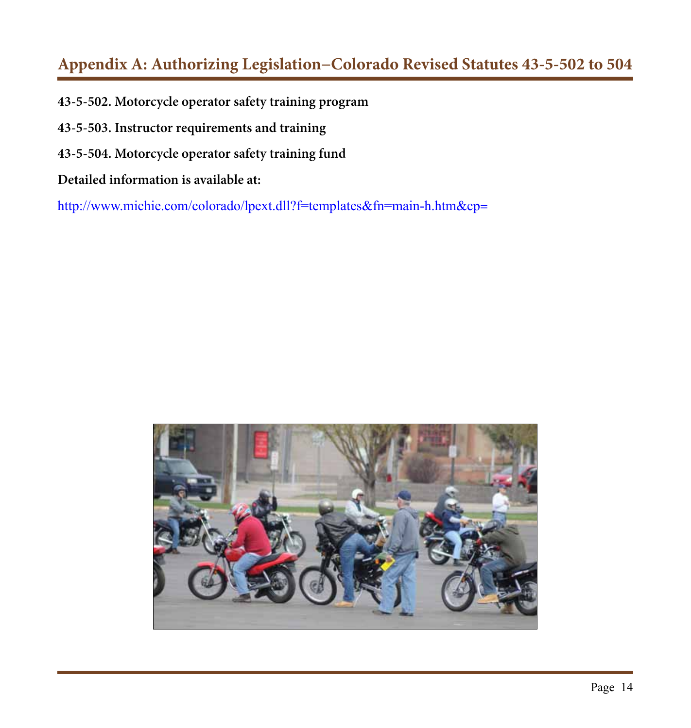## Appendix A: Authorizing Legislation–Colorado Revised Statutes 43-5-502 to 504

**43-5-502. Motorcycle operator safety training program**

**43-5-503. Instructor requirements and training**

**43-5-504. Motorcycle operator safety training fund**

**Detailed information is available at:**

http://www.michie.com/colorado/lpext.dll?f=templates&fn=main-h.htm&cp=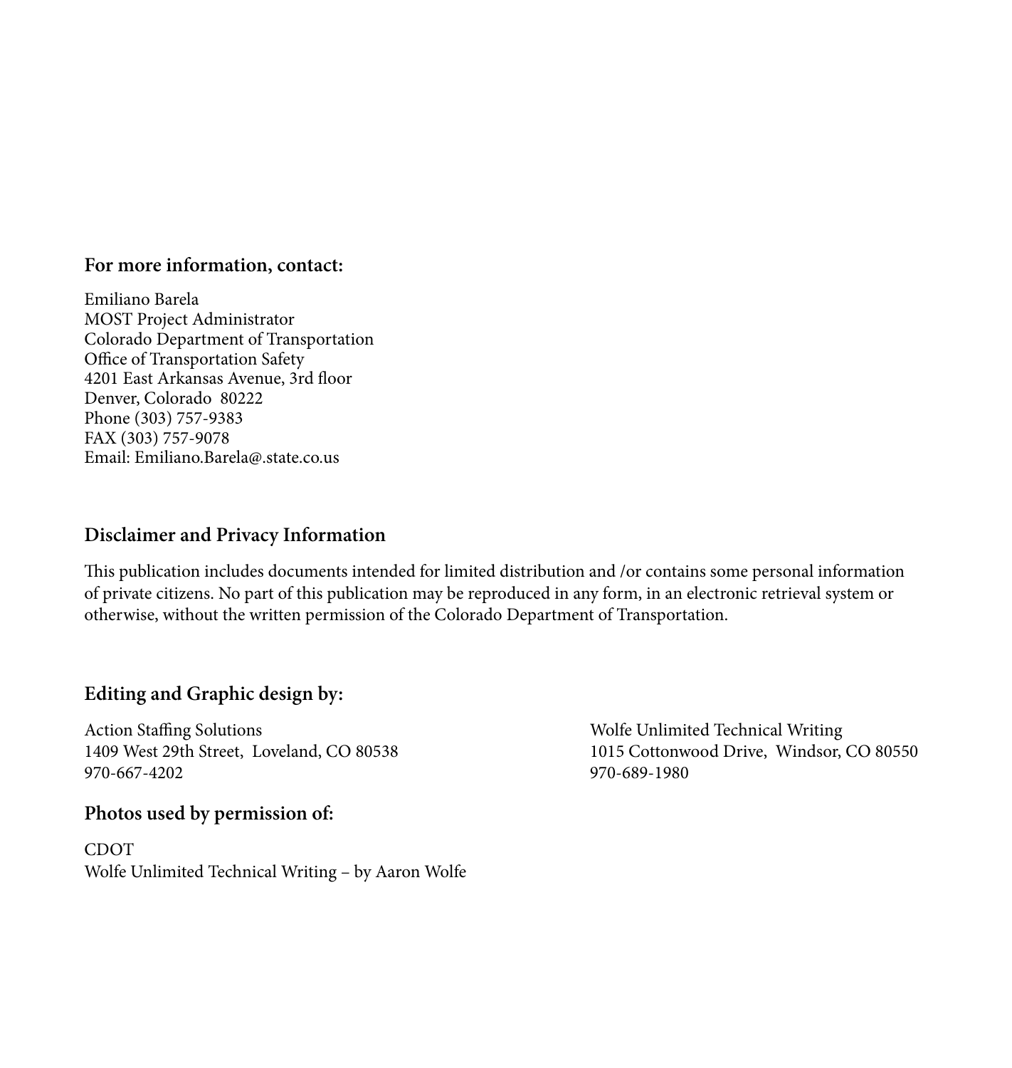**For more information, contact:**

Emiliano Barela
MOST Project Administrator
Colorado Department of Transportation
Office of Transportation Safety
4201 East Arkansas Avenue, 3rd floor
Denver, Colorado 80222
Phone (303) 757-9383
FAX (303) 757-9078
Email: Emiliano.Barela@.state.co.us

**Disclaimer and Privacy Information**

This publication includes documents intended for limited distribution and /or contains some personal information of private citizens. No part of this publication may be reproduced in any form, in an electronic retrieval system or otherwise, without the written permission of the Colorado Department of Transportation.

**Editing and Graphic design by:**

Action Staffing Solutions
1409 West 29th Street, Loveland, CO 80538
970-667-4202

Wolfe Unlimited Technical Writing
1015 Cottonwood Drive, Windsor, CO 80550
970-689-1980

**Photos used by permission of:**

CDOT
Wolfe Unlimited Technical Writing – by Aaron Wolfe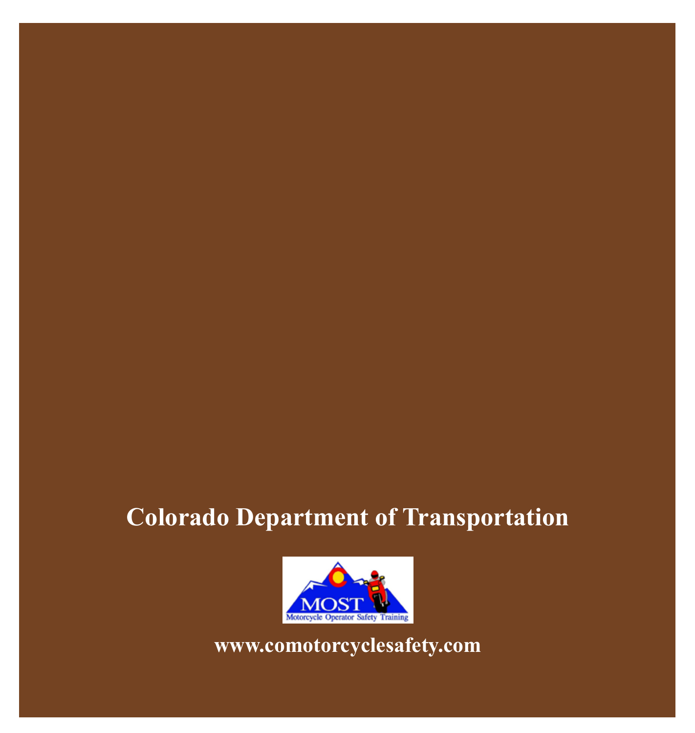**Colorado Department of Transportation**

MOST
Motorcycle Operator Safety Training

**www.comotorcyclesafety.com**